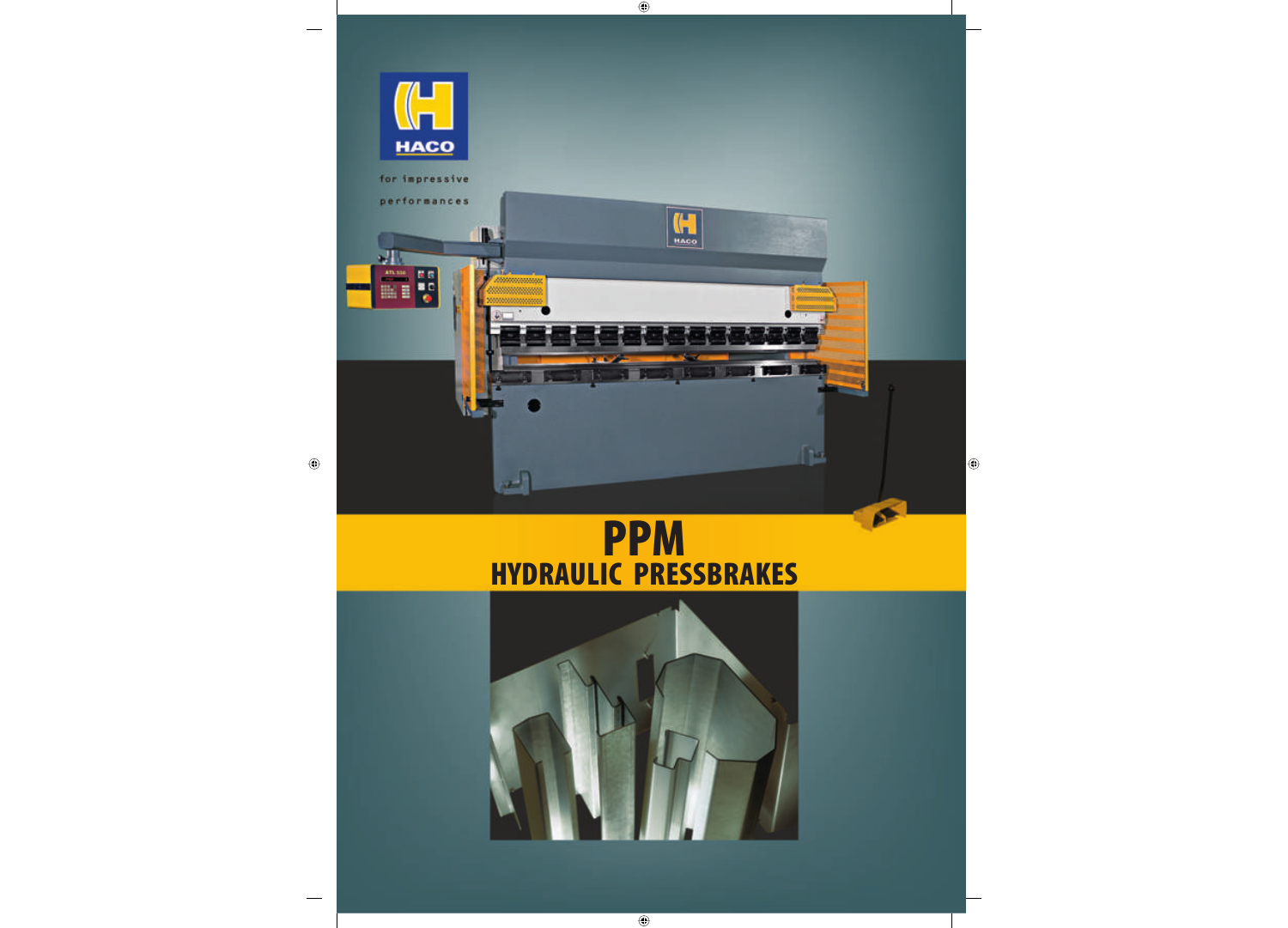HACO

for impressive performances

# PPM

## HYDRAULIC PRESSBRAKES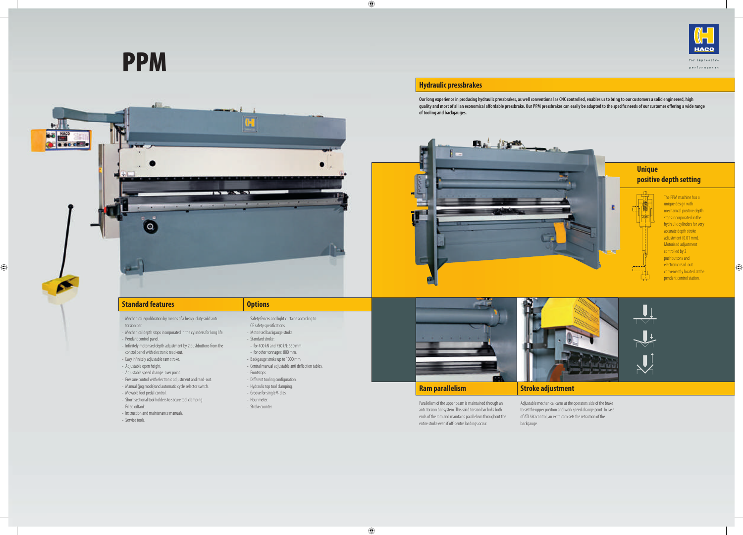# PPM

HACO
for impressive performances

## Hydraulic pressbrakes

**Our long experience in producing hydraulic pressbrakes, as well conventional as CNC controlled, enables us to bring to our customers a solid engineered, high quality and most of all an economical affordable pressbrake. Our PPM pressbrakes can easily be adapted to the specific needs of our customer offering a wide range of tooling and backgauges.**

## Unique positive depth setting

The PPM machine has a unique design with mechanical positive depth stops incorporated in the hydraulic cylinders for very accurate depth stroke adjustment (0.01 mm). Motorised adjustment controlled by 2 pushbuttons and electronic read-out conveniently located at the pendant control station.

## Standard features

- Mechanical equilibration by means of a heavy-duty solid anti-torsion bar.
- Mechanical depth stops incorporated in the cylinders for long life.
- Pendant control panel.
- Infinitely motorised depth adjustment by 2 pushbuttons from the control panel with electronic read-out.
- Easy infinitely adjustable ram stroke.
- Adjustable open height.
- Adjustable speed change-over point.
- Pressure control with electronic adjustment and read-out.
- Manual (jog mode)and automatic cycle selector switch.
- Movable foot pedal control.
- Short sectional tool holders to secure tool clamping.
- Filled oiltank.
- Instruction and maintenance manuals.
- Service tools.

## Options

- Safety fences and light curtains according to CE safety specifications.
- Motorised backgauge stroke.
- Standard stroke:
  - for 400 kN and 750 kN: 650 mm.
  - for other tonnages: 800 mm.
- Backgauge stroke up to 1000 mm.
- Central manual adjustable anti deflection tables.
- Frontstops.
- Different tooling configuration.
- Hydraulic top tool clamping.
- Groove for single V-dies.
- Hour meter.
- Stroke counter.

## Ram parallelism

Parallelism of the upper beam is maintained through an anti-torsion bar system. This solid torsion bar links both ends of the ram and maintains parallelism throughout the entire stroke even if off-centre loadings occur.

## Stroke adjustment

Adjustable mechanical cams at the operators side of the brake to set the upper position and work speed change point. In case of ATL550 control, an extra cam sets the retraction of the backgauge.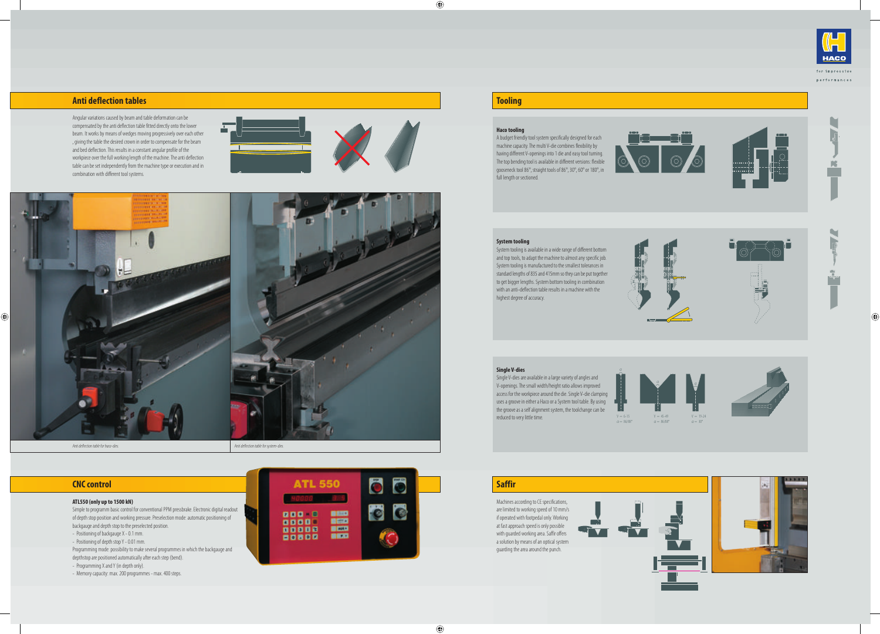## Anti deflection tables

Angular variations caused by beam and table deformation can be compensated by the anti deflection table fitted directly onto the lower beam. It works by means of wedges moving progressively over each other , giving the table the desired crown in order to compensate for the beam and bed deflection. This results in a constant angular profile of the workpiece over the full working length of the machine. The anti deflection table can be set independently from the machine type or execution and in combination with different tool systems.

*Anti deflection table for haco-dies.*

*Anti deflection table for system-dies.*

## CNC control

**ATL550 (only up to 1500 kN)**

Simple to programm basic control for conventional PPM pressbrake. Electronic digital readout of depth stop position and working pressure. Preselection mode: automatic positioning of backgauge and depth stop to the preselected position.

- Positioning of backgauge X - 0.1 mm.
- Positioning of depth stop Y - 0.01 mm.

Programming mode: possibility to make several programmes in which the backgauge and depthstop are positioned automatically after each step (bend).

- Programming X and Y (in depth only).
- Memory capacity: max. 200 programmes - max. 400 steps.

## Tooling

**Haco tooling**

A budget friendly tool system specifically designed for each machine capacity. The multi V-die combines flexibility by having different V-openings into 1 die and easy tool turning. The top bending tool is available in different versions: flexible gooseneck tool 86°, straight tools of 86°, 30°, 60° or 180°, in full length or sectioned.

**System tooling**

System tooling is available in a wide range of different bottom and top tools, to adapt the machine to almost any specific job. System tooling is manufactured to the smallest tolerances in standard lengths of 835 and 415mm so they can be put together to get bigger lengths. System bottom tooling in combination with an anti-deflection table results in a machine with the highest degree of accuracy.

**Single V-dies**

Single V-dies are available in a large variety of angles and V-openings. The small width/height ratio allows improved access for the workpiece around the die. Single V-die clamping uses a groove in either a Haco or a System tool table. By using the groove as a self alignment system, the toolchange can be reduced to very little time.

V = 6-15, α = 86/88°

V = 40-49, α = 86/88°

V = 19-24, α = 30°

## Saffir

Machines according to CE specifications, are limited to working speed of 10 mm/s if operated with footpedal only. Working at fast approach speed is only possible with guarded working area. Saffir offers a solution by means of an optical system guarding the area around the punch.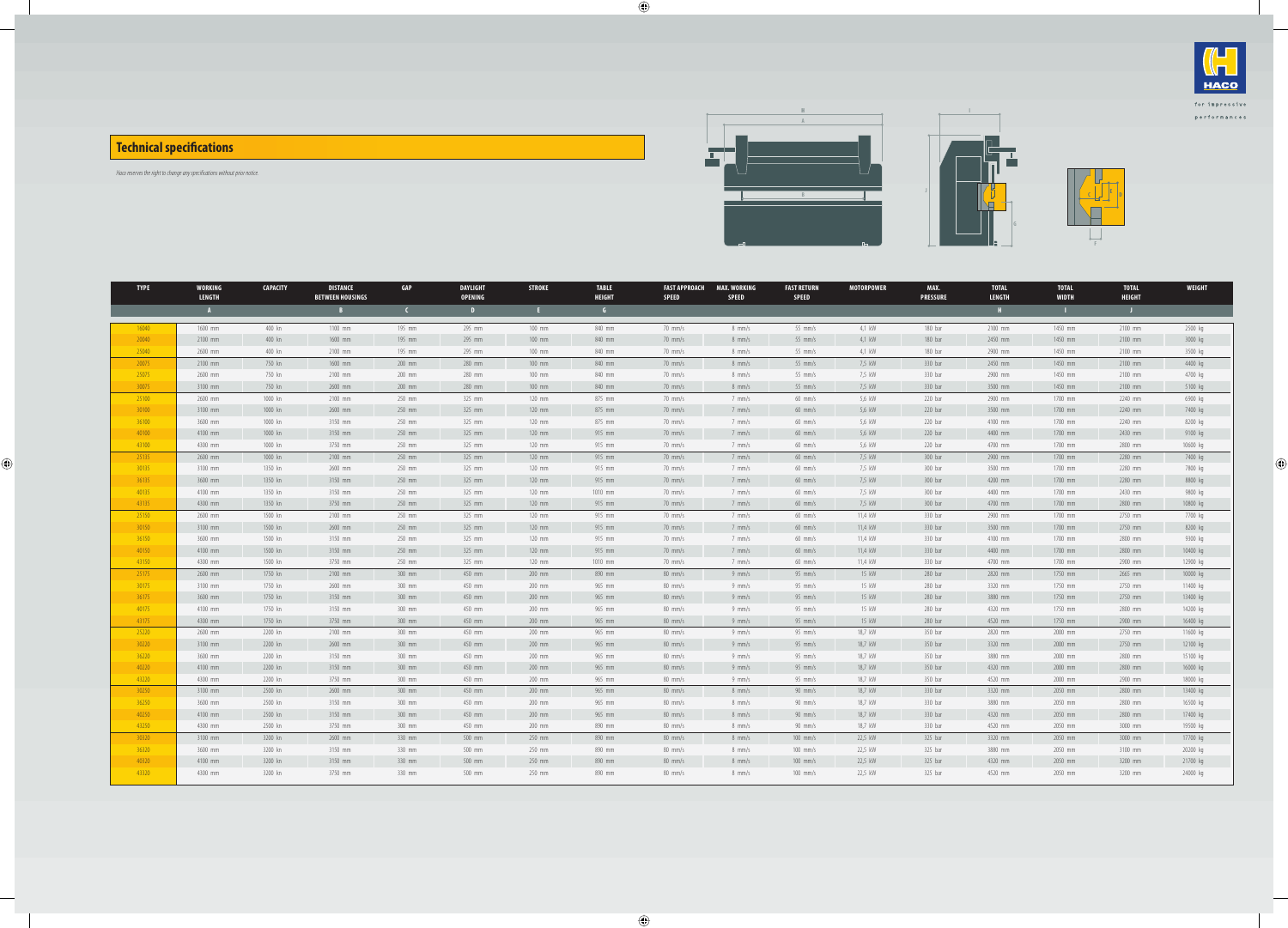## Technical specifications

*Haco reserves the right to change any specifications without prior notice.*

| TYPE | WORKING LENGTH | CAPACITY | DISTANCE BETWEEN HOUSINGS | GAP | DAYLIGHT OPENING | STROKE | TABLE HEIGHT | FAST APPROACH SPEED | MAX. WORKING SPEED | FAST RETURN SPEED | MOTORPOWER | MAX. PRESSURE | TOTAL LENGTH | TOTAL WIDTH | TOTAL HEIGHT | WEIGHT |
|---|---|---|---|---|---|---|---|---|---|---|---|---|---|---|---|---|
| | A | | B | C | D | E | G | | | | | | H | I | J | |
| 16040 | 1600 mm | 400 kn | 1100 mm | 195 mm | 295 mm | 100 mm | 840 mm | 70 mm/s | 8 mm/s | 55 mm/s | 4,1 KW | 180 bar | 2100 mm | 1450 mm | 2100 mm | 2500 kg |
| 20040 | 2100 mm | 400 kn | 1600 mm | 195 mm | 295 mm | 100 mm | 840 mm | 70 mm/s | 8 mm/s | 55 mm/s | 4,1 KW | 180 bar | 2450 mm | 1450 mm | 2100 mm | 3000 kg |
| 25040 | 2600 mm | 400 kn | 2100 mm | 195 mm | 295 mm | 100 mm | 840 mm | 70 mm/s | 8 mm/s | 55 mm/s | 4,1 KW | 180 bar | 2900 mm | 1450 mm | 2100 mm | 3500 kg |
| 20075 | 2100 mm | 750 kn | 1600 mm | 200 mm | 280 mm | 100 mm | 840 mm | 70 mm/s | 8 mm/s | 55 mm/s | 7,5 KW | 330 bar | 2450 mm | 1450 mm | 2100 mm | 4400 kg |
| 25075 | 2600 mm | 750 kn | 2100 mm | 200 mm | 280 mm | 100 mm | 840 mm | 70 mm/s | 8 mm/s | 55 mm/s | 7,5 KW | 330 bar | 2900 mm | 1450 mm | 2100 mm | 4700 kg |
| 30075 | 3100 mm | 750 kn | 2600 mm | 200 mm | 280 mm | 100 mm | 840 mm | 70 mm/s | 8 mm/s | 55 mm/s | 7,5 KW | 330 bar | 3500 mm | 1450 mm | 2100 mm | 5100 kg |
| 25100 | 2600 mm | 1000 kn | 2100 mm | 250 mm | 325 mm | 120 mm | 875 mm | 70 mm/s | 7 mm/s | 60 mm/s | 5,6 KW | 220 bar | 2900 mm | 1700 mm | 2240 mm | 6900 kg |
| 30100 | 3100 mm | 1000 kn | 2600 mm | 250 mm | 325 mm | 120 mm | 875 mm | 70 mm/s | 7 mm/s | 60 mm/s | 5,6 KW | 220 bar | 3500 mm | 1700 mm | 2240 mm | 7400 kg |
| 36100 | 3600 mm | 1000 kn | 3150 mm | 250 mm | 325 mm | 120 mm | 875 mm | 70 mm/s | 7 mm/s | 60 mm/s | 5,6 KW | 220 bar | 4100 mm | 1700 mm | 2240 mm | 8200 kg |
| 40100 | 4100 mm | 1000 kn | 3150 mm | 250 mm | 325 mm | 120 mm | 915 mm | 70 mm/s | 7 mm/s | 60 mm/s | 5,6 KW | 220 bar | 4400 mm | 1700 mm | 2430 mm | 9100 kg |
| 43100 | 4300 mm | 1000 kn | 3750 mm | 250 mm | 325 mm | 120 mm | 915 mm | 70 mm/s | 7 mm/s | 60 mm/s | 5,6 KW | 220 bar | 4700 mm | 1700 mm | 2800 mm | 10600 kg |
| 25135 | 2600 mm | 1350 kn | 2100 mm | 250 mm | 325 mm | 120 mm | 915 mm | 70 mm/s | 7 mm/s | 60 mm/s | 7,5 KW | 300 bar | 2900 mm | 1700 mm | 2280 mm | 7400 kg |
| 30135 | 3100 mm | 1350 kn | 2600 mm | 250 mm | 325 mm | 120 mm | 915 mm | 70 mm/s | 7 mm/s | 60 mm/s | 7,5 KW | 300 bar | 3500 mm | 1700 mm | 2280 mm | 7800 kg |
| 36135 | 3600 mm | 1350 kn | 3150 mm | 250 mm | 325 mm | 120 mm | 915 mm | 70 mm/s | 7 mm/s | 60 mm/s | 7,5 KW | 300 bar | 4200 mm | 1700 mm | 2280 mm | 8800 kg |
| 40135 | 4100 mm | 1350 kn | 3150 mm | 250 mm | 325 mm | 120 mm | 1010 mm | 70 mm/s | 7 mm/s | 60 mm/s | 7,5 KW | 300 bar | 4400 mm | 1700 mm | 2430 mm | 9800 kg |
| 43135 | 4300 mm | 1350 kn | 3750 mm | 250 mm | 325 mm | 120 mm | 915 mm | 70 mm/s | 7 mm/s | 60 mm/s | 7,5 KW | 300 bar | 4700 mm | 1700 mm | 2800 mm | 10800 kg |
| 25150 | 2600 mm | 1500 kn | 2100 mm | 250 mm | 325 mm | 120 mm | 915 mm | 70 mm/s | 7 mm/s | 60 mm/s | 11,4 KW | 330 bar | 2900 mm | 1700 mm | 2750 mm | 7700 kg |
| 30150 | 3100 mm | 1500 kn | 2600 mm | 250 mm | 325 mm | 120 mm | 915 mm | 70 mm/s | 7 mm/s | 60 mm/s | 11,4 KW | 330 bar | 3500 mm | 1700 mm | 2750 mm | 8200 kg |
| 36150 | 3600 mm | 1500 kn | 3150 mm | 250 mm | 325 mm | 120 mm | 915 mm | 70 mm/s | 7 mm/s | 60 mm/s | 11,4 KW | 330 bar | 4100 mm | 1700 mm | 2800 mm | 9300 kg |
| 40150 | 4100 mm | 1500 kn | 3150 mm | 250 mm | 325 mm | 120 mm | 915 mm | 70 mm/s | 7 mm/s | 60 mm/s | 11,4 KW | 330 bar | 4400 mm | 1700 mm | 2800 mm | 10400 kg |
| 43150 | 4300 mm | 1500 kn | 3750 mm | 250 mm | 325 mm | 120 mm | 1010 mm | 70 mm/s | 7 mm/s | 60 mm/s | 11,4 KW | 330 bar | 4700 mm | 1700 mm | 2900 mm | 12900 kg |
| 25175 | 2600 mm | 1750 kn | 2100 mm | 300 mm | 450 mm | 200 mm | 890 mm | 80 mm/s | 9 mm/s | 95 mm/s | 15 KW | 280 bar | 2820 mm | 1750 mm | 2665 mm | 10000 kg |
| 30175 | 3100 mm | 1750 kn | 2600 mm | 300 mm | 450 mm | 200 mm | 965 mm | 80 mm/s | 9 mm/s | 95 mm/s | 15 KW | 280 bar | 3320 mm | 1750 mm | 2750 mm | 11400 kg |
| 36175 | 3600 mm | 1750 kn | 3150 mm | 300 mm | 450 mm | 200 mm | 965 mm | 80 mm/s | 9 mm/s | 95 mm/s | 15 KW | 280 bar | 3880 mm | 1750 mm | 2750 mm | 13400 kg |
| 40175 | 4100 mm | 1750 kn | 3150 mm | 300 mm | 450 mm | 200 mm | 965 mm | 80 mm/s | 9 mm/s | 95 mm/s | 15 KW | 280 bar | 4320 mm | 1750 mm | 2800 mm | 14200 kg |
| 43175 | 4300 mm | 1750 kn | 3750 mm | 300 mm | 450 mm | 200 mm | 965 mm | 80 mm/s | 9 mm/s | 95 mm/s | 15 KW | 280 bar | 4520 mm | 1750 mm | 2900 mm | 16400 kg |
| 25220 | 2600 mm | 2200 kn | 2100 mm | 300 mm | 450 mm | 200 mm | 965 mm | 80 mm/s | 9 mm/s | 95 mm/s | 18,7 KW | 350 bar | 2820 mm | 2000 mm | 2750 mm | 11600 kg |
| 30220 | 3100 mm | 2200 kn | 2600 mm | 300 mm | 450 mm | 200 mm | 965 mm | 80 mm/s | 9 mm/s | 95 mm/s | 18,7 KW | 350 bar | 3320 mm | 2000 mm | 2750 mm | 12100 kg |
| 36220 | 3600 mm | 2200 kn | 3150 mm | 300 mm | 450 mm | 200 mm | 965 mm | 80 mm/s | 9 mm/s | 95 mm/s | 18,7 KW | 350 bar | 3880 mm | 2000 mm | 2800 mm | 15100 kg |
| 40220 | 4100 mm | 2200 kn | 3150 mm | 300 mm | 450 mm | 200 mm | 965 mm | 80 mm/s | 9 mm/s | 95 mm/s | 18,7 KW | 350 bar | 4320 mm | 2000 mm | 2800 mm | 16000 kg |
| 43220 | 4300 mm | 2200 kn | 3750 mm | 300 mm | 450 mm | 200 mm | 965 mm | 80 mm/s | 9 mm/s | 95 mm/s | 18,7 KW | 350 bar | 4520 mm | 2000 mm | 2900 mm | 18000 kg |
| 30250 | 3100 mm | 2500 kn | 2600 mm | 300 mm | 450 mm | 200 mm | 965 mm | 80 mm/s | 8 mm/s | 90 mm/s | 18,7 KW | 330 bar | 3320 mm | 2050 mm | 2800 mm | 13400 kg |
| 36250 | 3600 mm | 2500 kn | 3150 mm | 300 mm | 450 mm | 200 mm | 965 mm | 80 mm/s | 8 mm/s | 90 mm/s | 18,7 KW | 330 bar | 3880 mm | 2050 mm | 2800 mm | 16500 kg |
| 40250 | 4100 mm | 2500 kn | 3150 mm | 300 mm | 450 mm | 200 mm | 965 mm | 80 mm/s | 8 mm/s | 90 mm/s | 18,7 KW | 330 bar | 4320 mm | 2050 mm | 2800 mm | 17400 kg |
| 43250 | 4300 mm | 2500 kn | 3750 mm | 300 mm | 450 mm | 200 mm | 890 mm | 80 mm/s | 8 mm/s | 90 mm/s | 18,7 KW | 330 bar | 4520 mm | 2050 mm | 3000 mm | 19500 kg |
| 30320 | 3100 mm | 3200 kn | 2600 mm | 330 mm | 500 mm | 250 mm | 890 mm | 80 mm/s | 8 mm/s | 100 mm/s | 22,5 KW | 325 bar | 3320 mm | 2050 mm | 3000 mm | 17700 kg |
| 36320 | 3600 mm | 3200 kn | 3150 mm | 330 mm | 500 mm | 250 mm | 890 mm | 80 mm/s | 8 mm/s | 100 mm/s | 22,5 KW | 325 bar | 3880 mm | 2050 mm | 3100 mm | 20200 kg |
| 40320 | 4100 mm | 3200 kn | 3150 mm | 330 mm | 500 mm | 250 mm | 890 mm | 80 mm/s | 8 mm/s | 100 mm/s | 22,5 KW | 325 bar | 4320 mm | 2050 mm | 3200 mm | 21700 kg |
| 43320 | 4300 mm | 3200 kn | 3750 mm | 330 mm | 500 mm | 250 mm | 890 mm | 80 mm/s | 8 mm/s | 100 mm/s | 22,5 KW | 325 bar | 4520 mm | 2050 mm | 3200 mm | 24000 kg |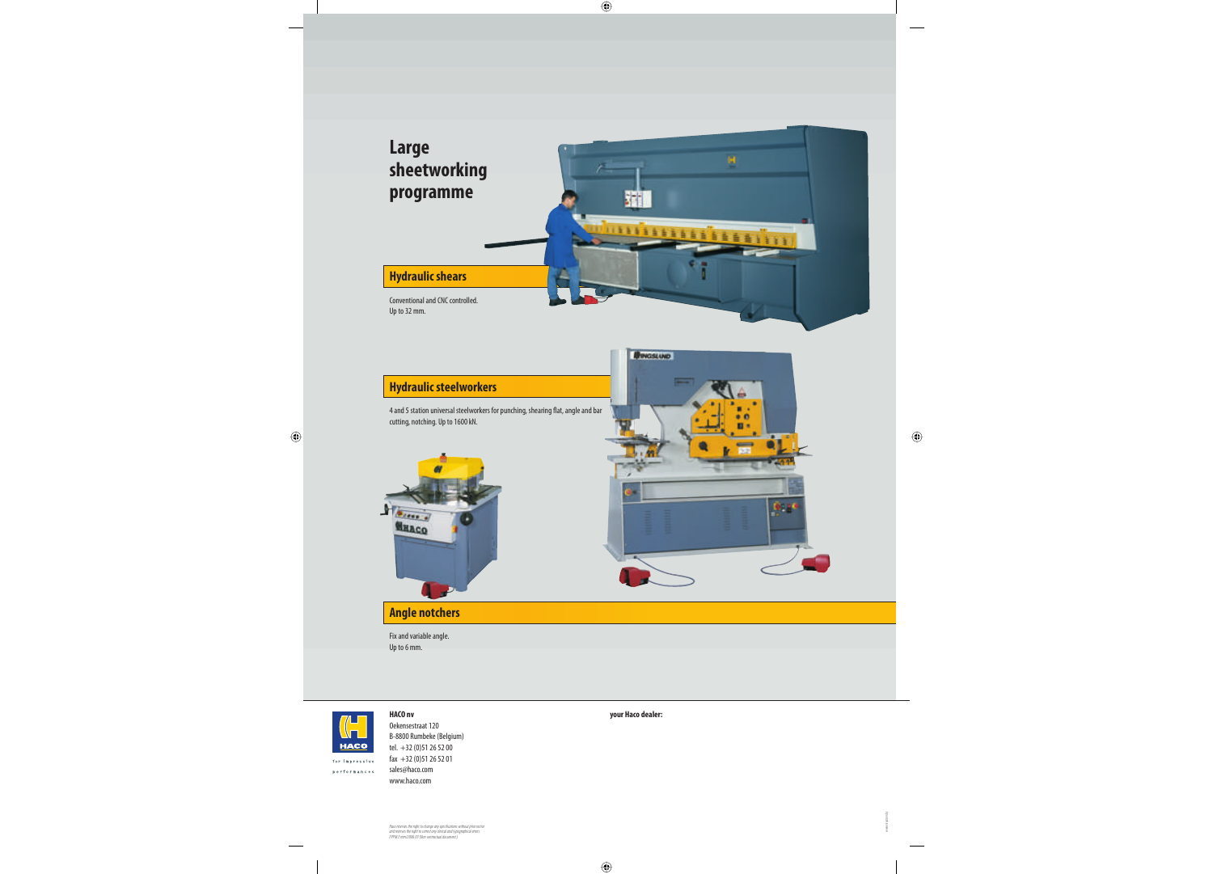# Large sheetworking programme

## Hydraulic shears

Conventional and CNC controlled.
Up to 32 mm.

## Hydraulic steelworkers

4 and 5 station universal steelworkers for punching, shearing flat, angle and bar cutting, notching. Up to 1600 kN.

## Angle notchers

Fix and variable angle.
Up to 6 mm.

for impressive performances

**HACO nv**
Oekensestraat 120
B-8800 Rumbeke (Belgium)
tel. +32 (0)51 26 52 00
fax +32 (0)51 26 52 01
sales@haco.com
www.haco.com

**your Haco dealer:**

*Haco reserves the right to change any specifications without prior notice and reserves the right to correct any clerical and typographical errors. FPFM E rem 2006-01 (Non contractual document)*